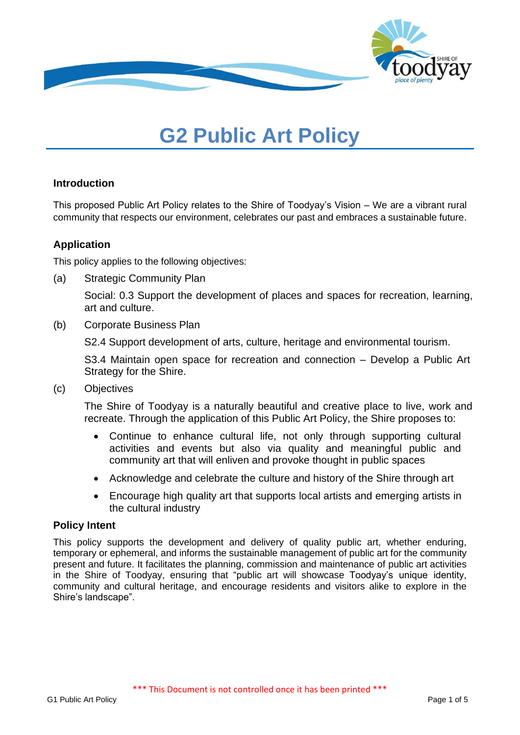# G2 Public Art Policy

## Introduction

This proposed Public Art Policy relates to the Shire of Toodyay's Vision – We are a vibrant rural community that respects our environment, celebrates our past and embraces a sustainable future.

## Application

This policy applies to the following objectives:

(a) Strategic Community Plan

Social: 0.3 Support the development of places and spaces for recreation, learning, art and culture.

(b) Corporate Business Plan

S2.4 Support development of arts, culture, heritage and environmental tourism.

S3.4 Maintain open space for recreation and connection – Develop a Public Art Strategy for the Shire.

(c) Objectives

The Shire of Toodyay is a naturally beautiful and creative place to live, work and recreate. Through the application of this Public Art Policy, the Shire proposes to:

- Continue to enhance cultural life, not only through supporting cultural activities and events but also via quality and meaningful public and community art that will enliven and provoke thought in public spaces
- Acknowledge and celebrate the culture and history of the Shire through art
- Encourage high quality art that supports local artists and emerging artists in the cultural industry

## Policy Intent

This policy supports the development and delivery of quality public art, whether enduring, temporary or ephemeral, and informs the sustainable management of public art for the community present and future. It facilitates the planning, commission and maintenance of public art activities in the Shire of Toodyay, ensuring that "public art will showcase Toodyay's unique identity, community and cultural heritage, and encourage residents and visitors alike to explore in the Shire's landscape".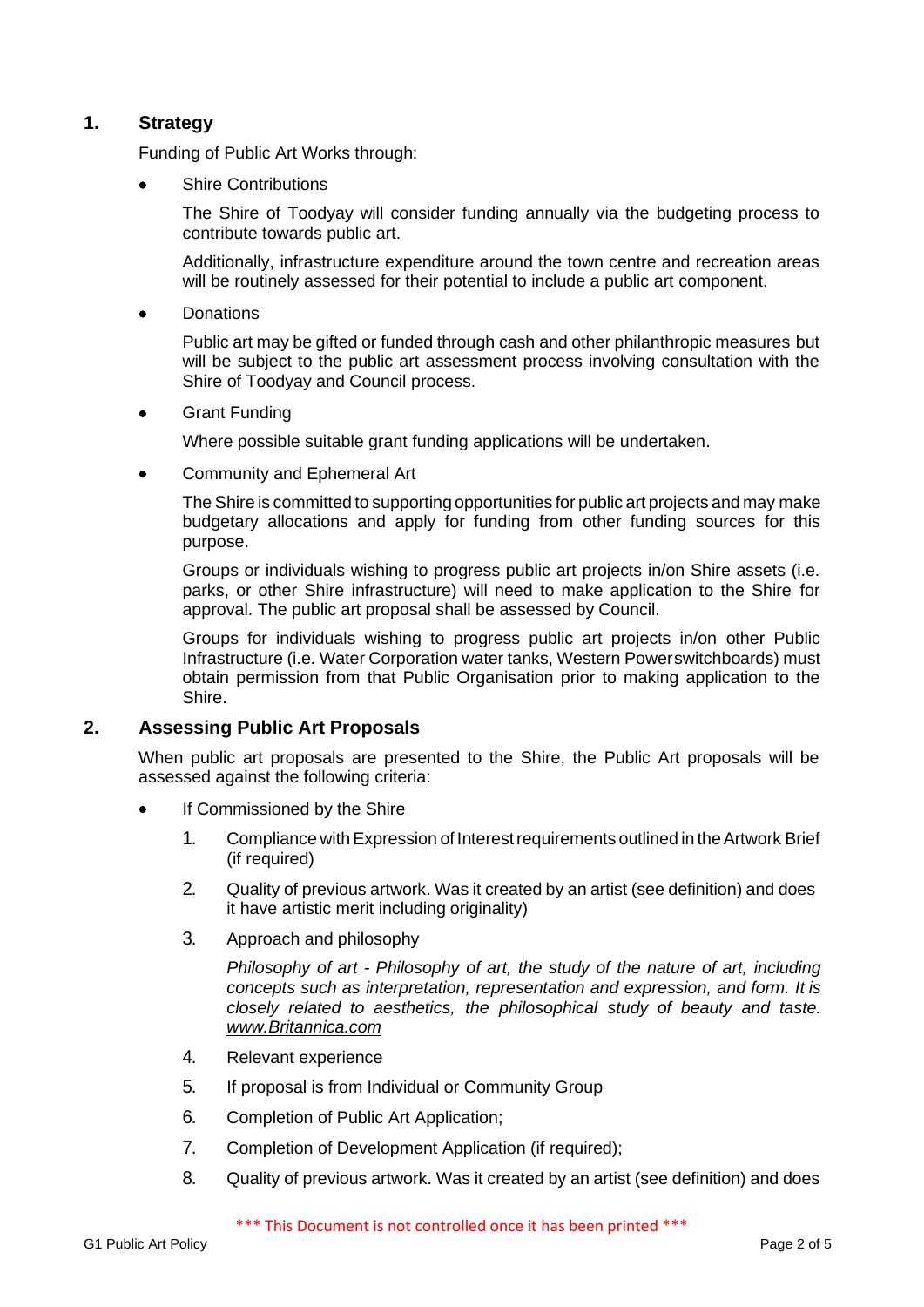## 1. Strategy

Funding of Public Art Works through:

- Shire Contributions

  The Shire of Toodyay will consider funding annually via the budgeting process to contribute towards public art.

  Additionally, infrastructure expenditure around the town centre and recreation areas will be routinely assessed for their potential to include a public art component.

- Donations

  Public art may be gifted or funded through cash and other philanthropic measures but will be subject to the public art assessment process involving consultation with the Shire of Toodyay and Council process.

- Grant Funding

  Where possible suitable grant funding applications will be undertaken.

- Community and Ephemeral Art

  The Shire is committed to supporting opportunities for public art projects and may make budgetary allocations and apply for funding from other funding sources for this purpose.

  Groups or individuals wishing to progress public art projects in/on Shire assets (i.e. parks, or other Shire infrastructure) will need to make application to the Shire for approval. The public art proposal shall be assessed by Council.

  Groups for individuals wishing to progress public art projects in/on other Public Infrastructure (i.e. Water Corporation water tanks, Western Power switchboards) must obtain permission from that Public Organisation prior to making application to the Shire.

## 2. Assessing Public Art Proposals

When public art proposals are presented to the Shire, the Public Art proposals will be assessed against the following criteria:

- If Commissioned by the Shire

  1. Compliance with Expression of Interest requirements outlined in the Artwork Brief (if required)
  2. Quality of previous artwork. Was it created by an artist (see definition) and does it have artistic merit including originality)
  3. Approach and philosophy

     *Philosophy of art - Philosophy of art, the study of the nature of art, including concepts such as interpretation, representation and expression, and form. It is closely related to aesthetics, the philosophical study of beauty and taste. www.Britannica.com*

  4. Relevant experience
  5. If proposal is from Individual or Community Group
  6. Completion of Public Art Application;
  7. Completion of Development Application (if required);
  8. Quality of previous artwork. Was it created by an artist (see definition) and does

\*\*\* This Document is not controlled once it has been printed \*\*\*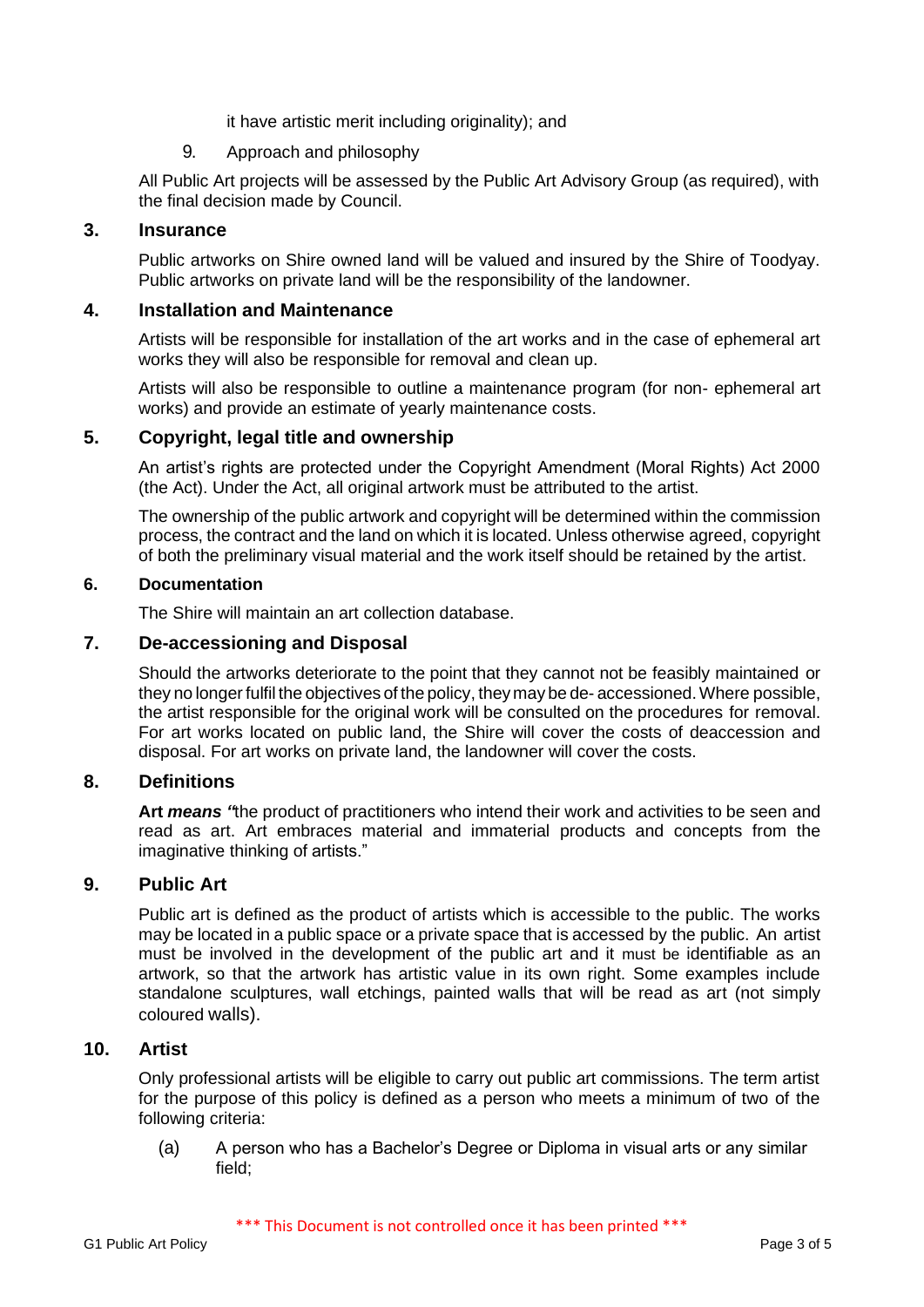it have artistic merit including originality); and

9. Approach and philosophy

All Public Art projects will be assessed by the Public Art Advisory Group (as required), with the final decision made by Council.

## 3. Insurance

Public artworks on Shire owned land will be valued and insured by the Shire of Toodyay. Public artworks on private land will be the responsibility of the landowner.

## 4. Installation and Maintenance

Artists will be responsible for installation of the art works and in the case of ephemeral art works they will also be responsible for removal and clean up.

Artists will also be responsible to outline a maintenance program (for non- ephemeral art works) and provide an estimate of yearly maintenance costs.

## 5. Copyright, legal title and ownership

An artist's rights are protected under the Copyright Amendment (Moral Rights) Act 2000 (the Act). Under the Act, all original artwork must be attributed to the artist.

The ownership of the public artwork and copyright will be determined within the commission process, the contract and the land on which it is located. Unless otherwise agreed, copyright of both the preliminary visual material and the work itself should be retained by the artist.

## 6. Documentation

The Shire will maintain an art collection database.

## 7. De-accessioning and Disposal

Should the artworks deteriorate to the point that they cannot not be feasibly maintained or they no longer fulfil the objectives of the policy, they may be de- accessioned. Where possible, the artist responsible for the original work will be consulted on the procedures for removal. For art works located on public land, the Shire will cover the costs of deaccession and disposal. For art works on private land, the landowner will cover the costs.

## 8. Definitions

**Art *means "***the product of practitioners who intend their work and activities to be seen and read as art. Art embraces material and immaterial products and concepts from the imaginative thinking of artists."

## 9. Public Art

Public art is defined as the product of artists which is accessible to the public. The works may be located in a public space or a private space that is accessed by the public. An artist must be involved in the development of the public art and it must be identifiable as an artwork, so that the artwork has artistic value in its own right. Some examples include standalone sculptures, wall etchings, painted walls that will be read as art (not simply coloured walls).

## 10. Artist

Only professional artists will be eligible to carry out public art commissions. The term artist for the purpose of this policy is defined as a person who meets a minimum of two of the following criteria:

(a) A person who has a Bachelor's Degree or Diploma in visual arts or any similar field;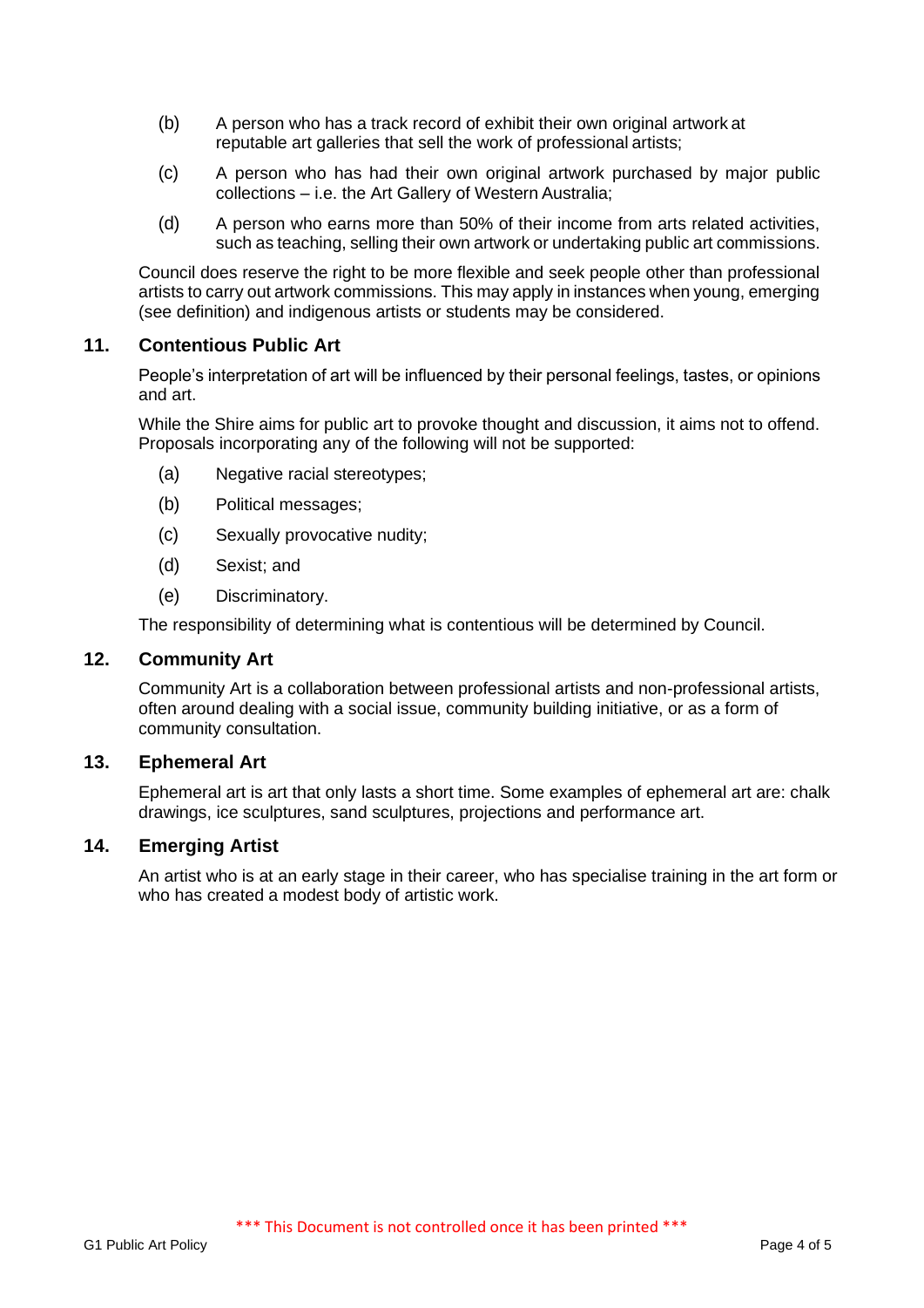(b) A person who has a track record of exhibit their own original artwork at reputable art galleries that sell the work of professional artists;

(c) A person who has had their own original artwork purchased by major public collections – i.e. the Art Gallery of Western Australia;

(d) A person who earns more than 50% of their income from arts related activities, such as teaching, selling their own artwork or undertaking public art commissions.

Council does reserve the right to be more flexible and seek people other than professional artists to carry out artwork commissions. This may apply in instances when young, emerging (see definition) and indigenous artists or students may be considered.

## 11. Contentious Public Art

People's interpretation of art will be influenced by their personal feelings, tastes, or opinions and art.

While the Shire aims for public art to provoke thought and discussion, it aims not to offend. Proposals incorporating any of the following will not be supported:

(a) Negative racial stereotypes;

(b) Political messages;

(c) Sexually provocative nudity;

(d) Sexist; and

(e) Discriminatory.

The responsibility of determining what is contentious will be determined by Council.

## 12. Community Art

Community Art is a collaboration between professional artists and non-professional artists, often around dealing with a social issue, community building initiative, or as a form of community consultation.

## 13. Ephemeral Art

Ephemeral art is art that only lasts a short time. Some examples of ephemeral art are: chalk drawings, ice sculptures, sand sculptures, projections and performance art.

## 14. Emerging Artist

An artist who is at an early stage in their career, who has specialise training in the art form or who has created a modest body of artistic work.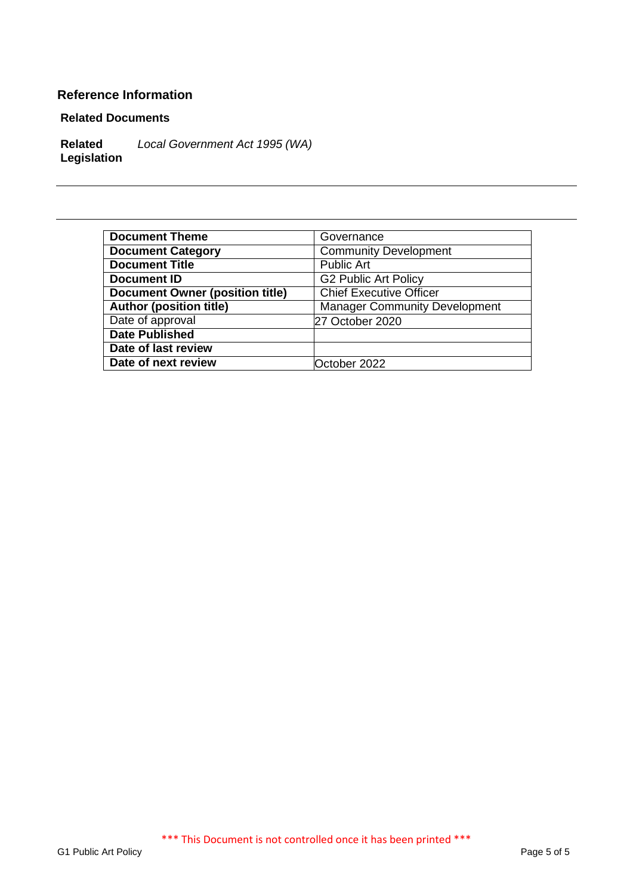## Reference Information

**Related Documents**

**Related Legislation** *Local Government Act 1995 (WA)*

---

---

| | |
|---|---|
| **Document Theme** | Governance |
| **Document Category** | Community Development |
| **Document Title** | Public Art |
| **Document ID** | G2 Public Art Policy |
| **Document Owner (position title)** | Chief Executive Officer |
| **Author (position title)** | Manager Community Development |
| Date of approval | 27 October 2020 |
| **Date Published** | |
| **Date of last review** | |
| **Date of next review** | October 2022 |

*** This Document is not controlled once it has been printed ***